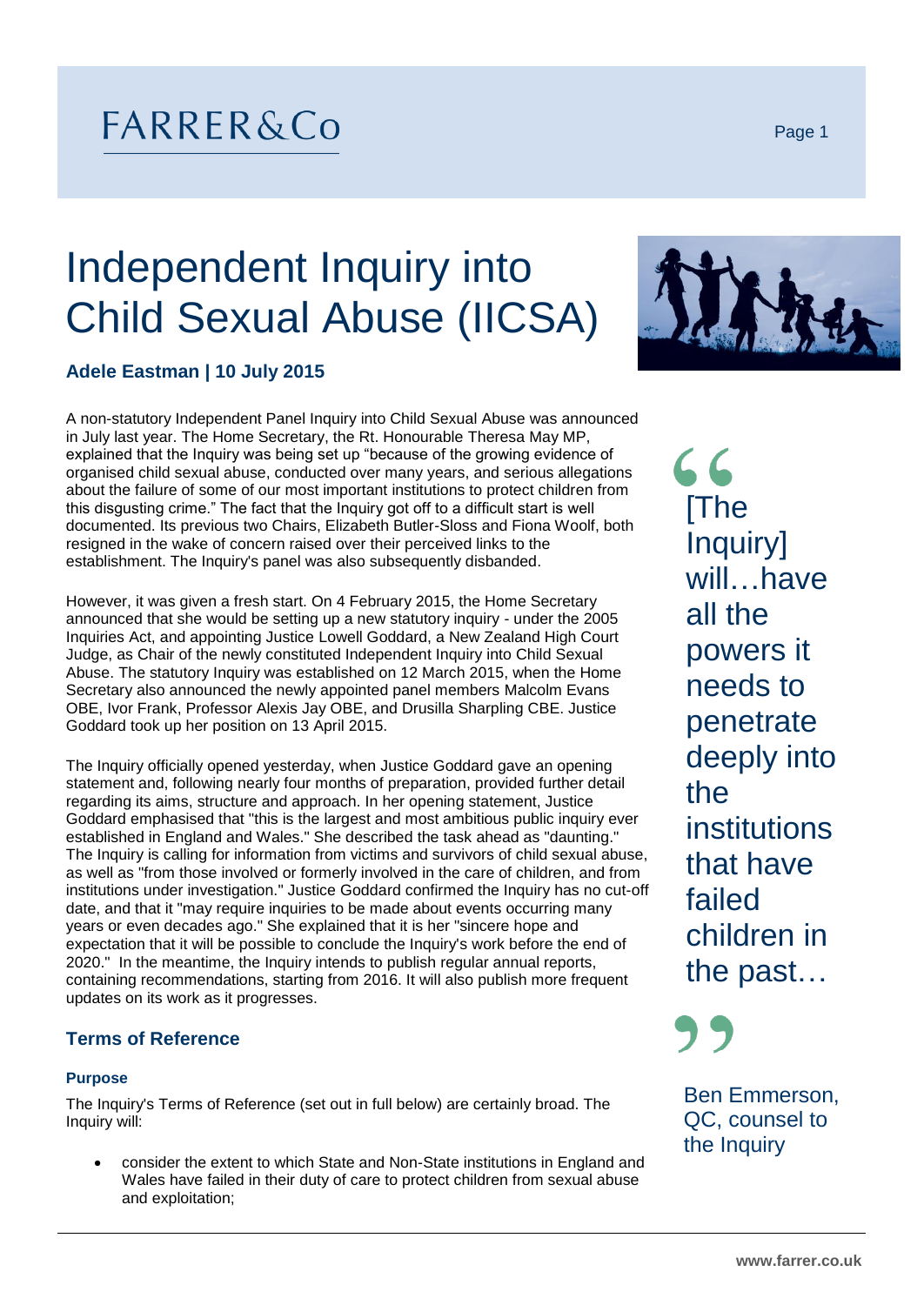# Independent Inquiry into Child Sexual Abuse (IICSA)

**Adele Eastman | 10 July 2015**

A non-statutory Independent Panel Inquiry into Child Sexual Abuse was announced in July last year. The Home Secretary, the Rt. Honourable Theresa May MP, explained that the Inquiry was being set up "because of the growing evidence of organised child sexual abuse, conducted over many years, and serious allegations about the failure of some of our most important institutions to protect children from this disgusting crime." The fact that the Inquiry got off to a difficult start is well documented. Its previous two Chairs, Elizabeth Butler-Sloss and Fiona Woolf, both resigned in the wake of concern raised over their perceived links to the establishment. The Inquiry's panel was also subsequently disbanded.

However, it was given a fresh start. On 4 February 2015, the Home Secretary announced that she would be setting up a new statutory inquiry - under the 2005 Inquiries Act, and appointing Justice Lowell Goddard, a New Zealand High Court Judge, as Chair of the newly constituted Independent Inquiry into Child Sexual Abuse. The statutory Inquiry was established on 12 March 2015, when the Home Secretary also announced the newly appointed panel members Malcolm Evans OBE, Ivor Frank, Professor Alexis Jay OBE, and Drusilla Sharpling CBE. Justice Goddard took up her position on 13 April 2015.

The Inquiry officially opened yesterday, when Justice Goddard gave an opening statement and, following nearly four months of preparation, provided further detail regarding its aims, structure and approach. In her opening statement, Justice Goddard emphasised that "this is the largest and most ambitious public inquiry ever established in England and Wales." She described the task ahead as "daunting." The Inquiry is calling for information from victims and survivors of child sexual abuse, as well as "from those involved or formerly involved in the care of children, and from institutions under investigation." Justice Goddard confirmed the Inquiry has no cut-off date, and that it "may require inquiries to be made about events occurring many years or even decades ago." She explained that it is her "sincere hope and expectation that it will be possible to conclude the Inquiry's work before the end of 2020." In the meantime, the Inquiry intends to publish regular annual reports, containing recommendations, starting from 2016. It will also publish more frequent updates on its work as it progresses.

> "[The Inquiry] will…have all the powers it needs to penetrate deeply into the institutions that have failed children in the past…"
>
> Ben Emmerson, QC, counsel to the Inquiry

## Terms of Reference

### Purpose

The Inquiry's Terms of Reference (set out in full below) are certainly broad. The Inquiry will:

- consider the extent to which State and Non-State institutions in England and Wales have failed in their duty of care to protect children from sexual abuse and exploitation;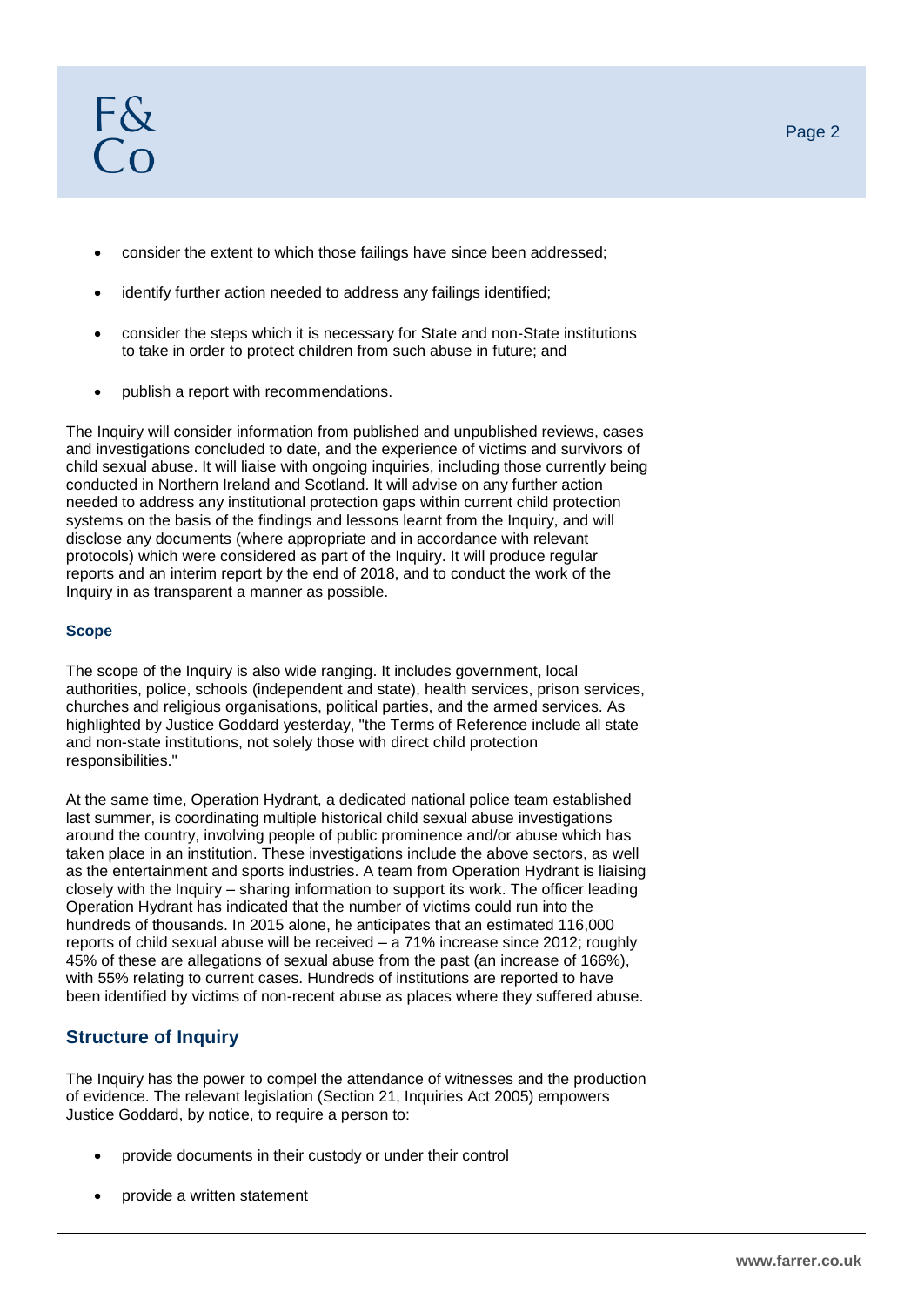- consider the extent to which those failings have since been addressed;
- identify further action needed to address any failings identified;
- consider the steps which it is necessary for State and non-State institutions to take in order to protect children from such abuse in future; and
- publish a report with recommendations.

The Inquiry will consider information from published and unpublished reviews, cases and investigations concluded to date, and the experience of victims and survivors of child sexual abuse. It will liaise with ongoing inquiries, including those currently being conducted in Northern Ireland and Scotland. It will advise on any further action needed to address any institutional protection gaps within current child protection systems on the basis of the findings and lessons learnt from the Inquiry, and will disclose any documents (where appropriate and in accordance with relevant protocols) which were considered as part of the Inquiry. It will produce regular reports and an interim report by the end of 2018, and to conduct the work of the Inquiry in as transparent a manner as possible.

### Scope

The scope of the Inquiry is also wide ranging. It includes government, local authorities, police, schools (independent and state), health services, prison services, churches and religious organisations, political parties, and the armed services. As highlighted by Justice Goddard yesterday, "the Terms of Reference include all state and non-state institutions, not solely those with direct child protection responsibilities."

At the same time, Operation Hydrant, a dedicated national police team established last summer, is coordinating multiple historical child sexual abuse investigations around the country, involving people of public prominence and/or abuse which has taken place in an institution. These investigations include the above sectors, as well as the entertainment and sports industries. A team from Operation Hydrant is liaising closely with the Inquiry – sharing information to support its work. The officer leading Operation Hydrant has indicated that the number of victims could run into the hundreds of thousands. In 2015 alone, he anticipates that an estimated 116,000 reports of child sexual abuse will be received – a 71% increase since 2012; roughly 45% of these are allegations of sexual abuse from the past (an increase of 166%), with 55% relating to current cases. Hundreds of institutions are reported to have been identified by victims of non-recent abuse as places where they suffered abuse.

## Structure of Inquiry

The Inquiry has the power to compel the attendance of witnesses and the production of evidence. The relevant legislation (Section 21, Inquiries Act 2005) empowers Justice Goddard, by notice, to require a person to:

- provide documents in their custody or under their control
- provide a written statement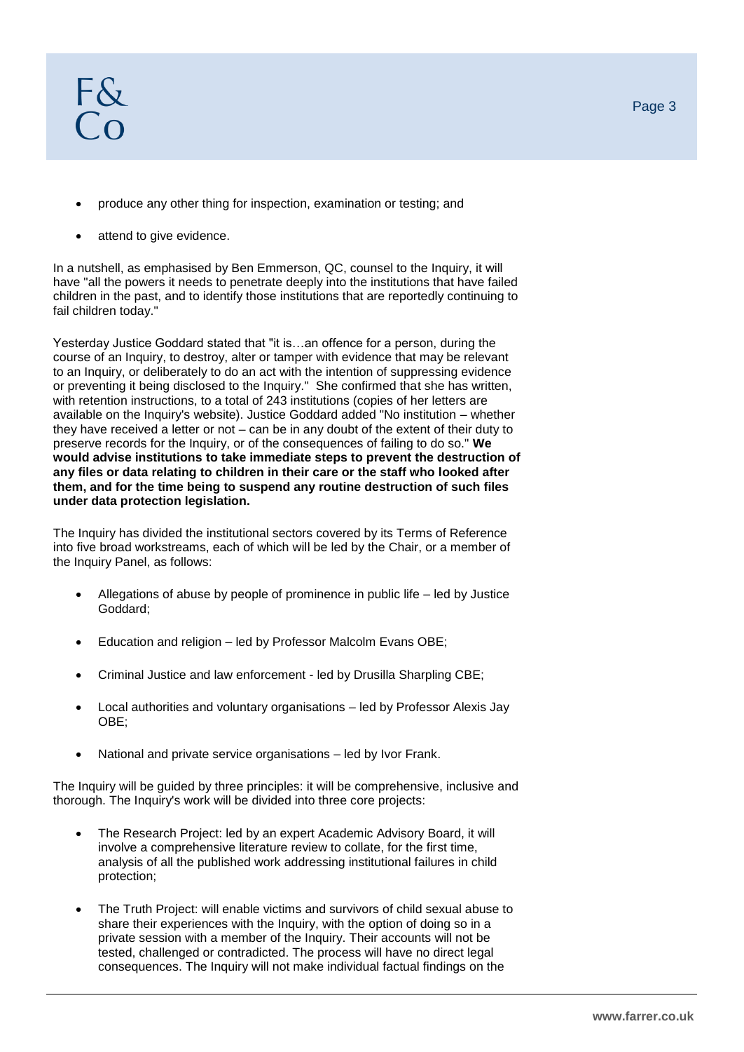- produce any other thing for inspection, examination or testing; and
- attend to give evidence.

In a nutshell, as emphasised by Ben Emmerson, QC, counsel to the Inquiry, it will have "all the powers it needs to penetrate deeply into the institutions that have failed children in the past, and to identify those institutions that are reportedly continuing to fail children today."

Yesterday Justice Goddard stated that "it is…an offence for a person, during the course of an Inquiry, to destroy, alter or tamper with evidence that may be relevant to an Inquiry, or deliberately to do an act with the intention of suppressing evidence or preventing it being disclosed to the Inquiry." She confirmed that she has written, with retention instructions, to a total of 243 institutions (copies of her letters are available on the Inquiry's website). Justice Goddard added "No institution – whether they have received a letter or not – can be in any doubt of the extent of their duty to preserve records for the Inquiry, or of the consequences of failing to do so." **We would advise institutions to take immediate steps to prevent the destruction of any files or data relating to children in their care or the staff who looked after them, and for the time being to suspend any routine destruction of such files under data protection legislation.**

The Inquiry has divided the institutional sectors covered by its Terms of Reference into five broad workstreams, each of which will be led by the Chair, or a member of the Inquiry Panel, as follows:

- Allegations of abuse by people of prominence in public life – led by Justice Goddard;
- Education and religion – led by Professor Malcolm Evans OBE;
- Criminal Justice and law enforcement - led by Drusilla Sharpling CBE;
- Local authorities and voluntary organisations – led by Professor Alexis Jay OBE;
- National and private service organisations – led by Ivor Frank.

The Inquiry will be guided by three principles: it will be comprehensive, inclusive and thorough. The Inquiry's work will be divided into three core projects:

- The Research Project: led by an expert Academic Advisory Board, it will involve a comprehensive literature review to collate, for the first time, analysis of all the published work addressing institutional failures in child protection;
- The Truth Project: will enable victims and survivors of child sexual abuse to share their experiences with the Inquiry, with the option of doing so in a private session with a member of the Inquiry. Their accounts will not be tested, challenged or contradicted. The process will have no direct legal consequences. The Inquiry will not make individual factual findings on the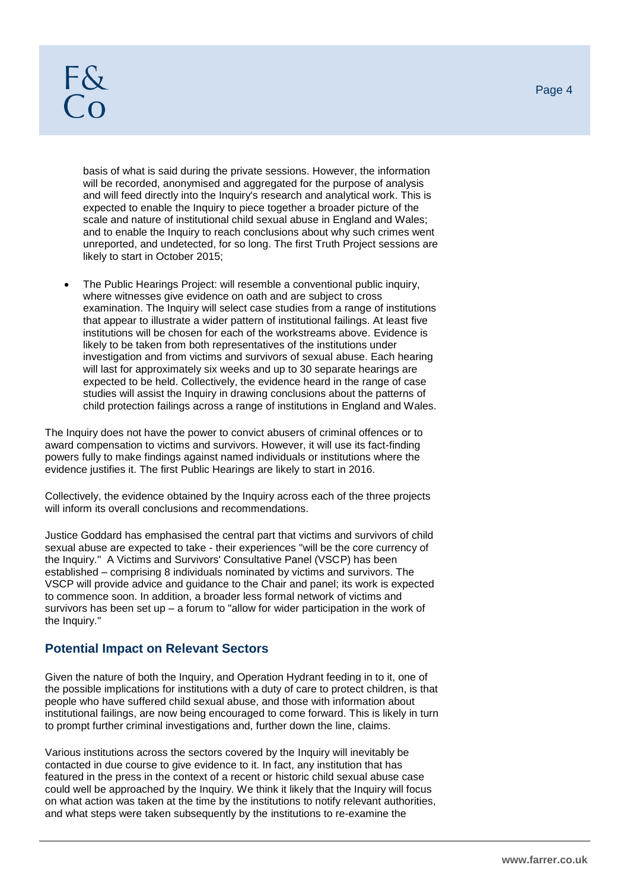basis of what is said during the private sessions. However, the information will be recorded, anonymised and aggregated for the purpose of analysis and will feed directly into the Inquiry's research and analytical work. This is expected to enable the Inquiry to piece together a broader picture of the scale and nature of institutional child sexual abuse in England and Wales; and to enable the Inquiry to reach conclusions about why such crimes went unreported, and undetected, for so long. The first Truth Project sessions are likely to start in October 2015;

- The Public Hearings Project: will resemble a conventional public inquiry, where witnesses give evidence on oath and are subject to cross examination. The Inquiry will select case studies from a range of institutions that appear to illustrate a wider pattern of institutional failings. At least five institutions will be chosen for each of the workstreams above. Evidence is likely to be taken from both representatives of the institutions under investigation and from victims and survivors of sexual abuse. Each hearing will last for approximately six weeks and up to 30 separate hearings are expected to be held. Collectively, the evidence heard in the range of case studies will assist the Inquiry in drawing conclusions about the patterns of child protection failings across a range of institutions in England and Wales.

The Inquiry does not have the power to convict abusers of criminal offences or to award compensation to victims and survivors. However, it will use its fact-finding powers fully to make findings against named individuals or institutions where the evidence justifies it. The first Public Hearings are likely to start in 2016.

Collectively, the evidence obtained by the Inquiry across each of the three projects will inform its overall conclusions and recommendations.

Justice Goddard has emphasised the central part that victims and survivors of child sexual abuse are expected to take - their experiences "will be the core currency of the Inquiry." A Victims and Survivors' Consultative Panel (VSCP) has been established – comprising 8 individuals nominated by victims and survivors. The VSCP will provide advice and guidance to the Chair and panel; its work is expected to commence soon. In addition, a broader less formal network of victims and survivors has been set up – a forum to "allow for wider participation in the work of the Inquiry."

## Potential Impact on Relevant Sectors

Given the nature of both the Inquiry, and Operation Hydrant feeding in to it, one of the possible implications for institutions with a duty of care to protect children, is that people who have suffered child sexual abuse, and those with information about institutional failings, are now being encouraged to come forward. This is likely in turn to prompt further criminal investigations and, further down the line, claims.

Various institutions across the sectors covered by the Inquiry will inevitably be contacted in due course to give evidence to it. In fact, any institution that has featured in the press in the context of a recent or historic child sexual abuse case could well be approached by the Inquiry. We think it likely that the Inquiry will focus on what action was taken at the time by the institutions to notify relevant authorities, and what steps were taken subsequently by the institutions to re-examine the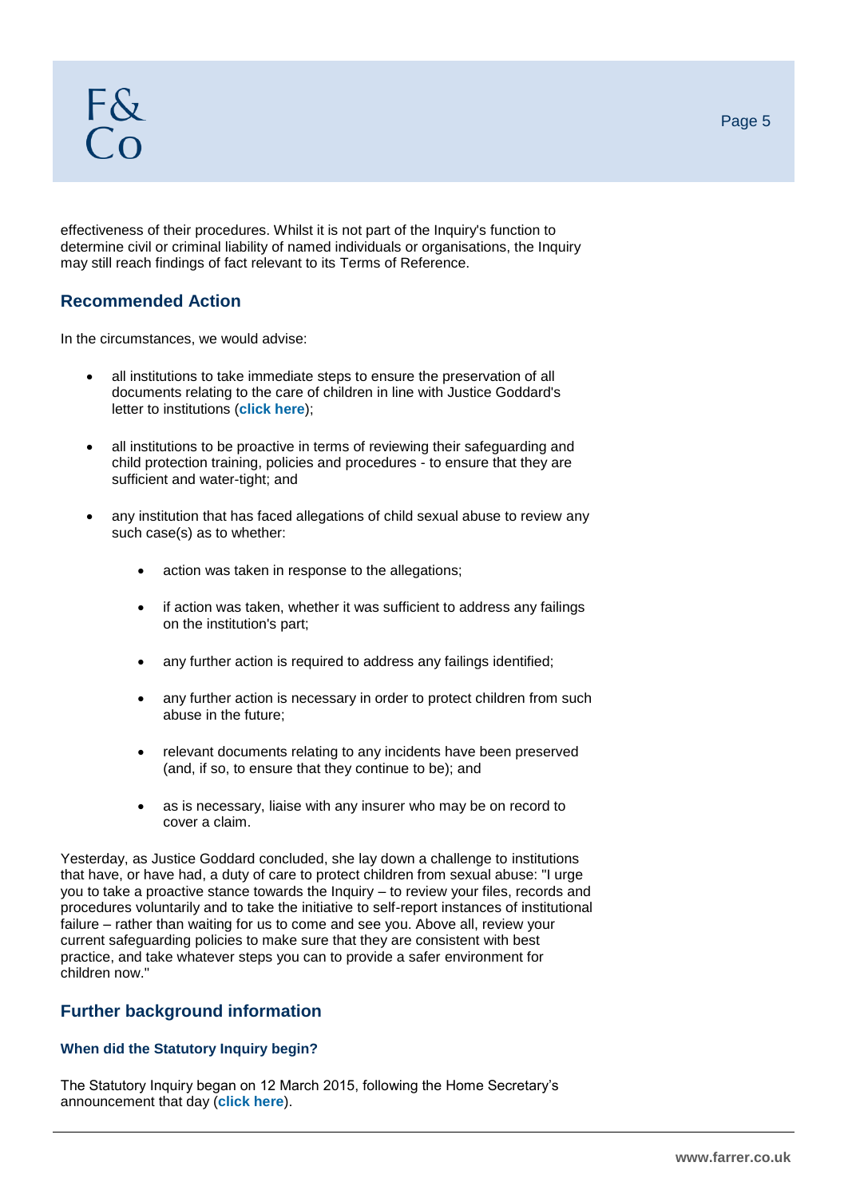effectiveness of their procedures. Whilst it is not part of the Inquiry's function to determine civil or criminal liability of named individuals or organisations, the Inquiry may still reach findings of fact relevant to its Terms of Reference.

## Recommended Action

In the circumstances, we would advise:

- all institutions to take immediate steps to ensure the preservation of all documents relating to the care of children in line with Justice Goddard's letter to institutions (**click here**);
- all institutions to be proactive in terms of reviewing their safeguarding and child protection training, policies and procedures - to ensure that they are sufficient and water-tight; and
- any institution that has faced allegations of child sexual abuse to review any such case(s) as to whether:
    - action was taken in response to the allegations;
    - if action was taken, whether it was sufficient to address any failings on the institution's part;
    - any further action is required to address any failings identified;
    - any further action is necessary in order to protect children from such abuse in the future;
    - relevant documents relating to any incidents have been preserved (and, if so, to ensure that they continue to be); and
    - as is necessary, liaise with any insurer who may be on record to cover a claim.

Yesterday, as Justice Goddard concluded, she lay down a challenge to institutions that have, or have had, a duty of care to protect children from sexual abuse: "I urge you to take a proactive stance towards the Inquiry – to review your files, records and procedures voluntarily and to take the initiative to self-report instances of institutional failure – rather than waiting for us to come and see you. Above all, review your current safeguarding policies to make sure that they are consistent with best practice, and take whatever steps you can to provide a safer environment for children now."

## Further background information

### When did the Statutory Inquiry begin?

The Statutory Inquiry began on 12 March 2015, following the Home Secretary's announcement that day (**click here**).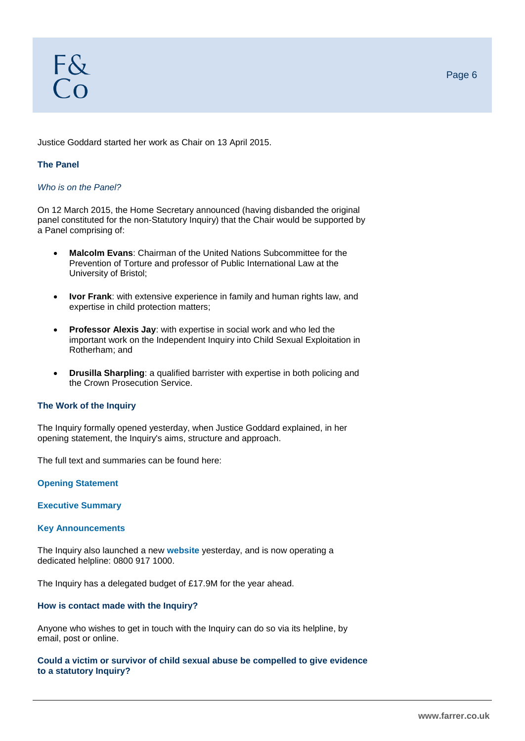Justice Goddard started her work as Chair on 13 April 2015.

### The Panel

*Who is on the Panel?*

On 12 March 2015, the Home Secretary announced (having disbanded the original panel constituted for the non-Statutory Inquiry) that the Chair would be supported by a Panel comprising of:

- **Malcolm Evans**: Chairman of the United Nations Subcommittee for the Prevention of Torture and professor of Public International Law at the University of Bristol;
- **Ivor Frank**: with extensive experience in family and human rights law, and expertise in child protection matters;
- **Professor Alexis Jay**: with expertise in social work and who led the important work on the Independent Inquiry into Child Sexual Exploitation in Rotherham; and
- **Drusilla Sharpling**: a qualified barrister with expertise in both policing and the Crown Prosecution Service.

### The Work of the Inquiry

The Inquiry formally opened yesterday, when Justice Goddard explained, in her opening statement, the Inquiry's aims, structure and approach.

The full text and summaries can be found here:

**Opening Statement**

**Executive Summary**

**Key Announcements**

The Inquiry also launched a new **website** yesterday, and is now operating a dedicated helpline: 0800 917 1000.

The Inquiry has a delegated budget of £17.9M for the year ahead.

### How is contact made with the Inquiry?

Anyone who wishes to get in touch with the Inquiry can do so via its helpline, by email, post or online.

### Could a victim or survivor of child sexual abuse be compelled to give evidence to a statutory Inquiry?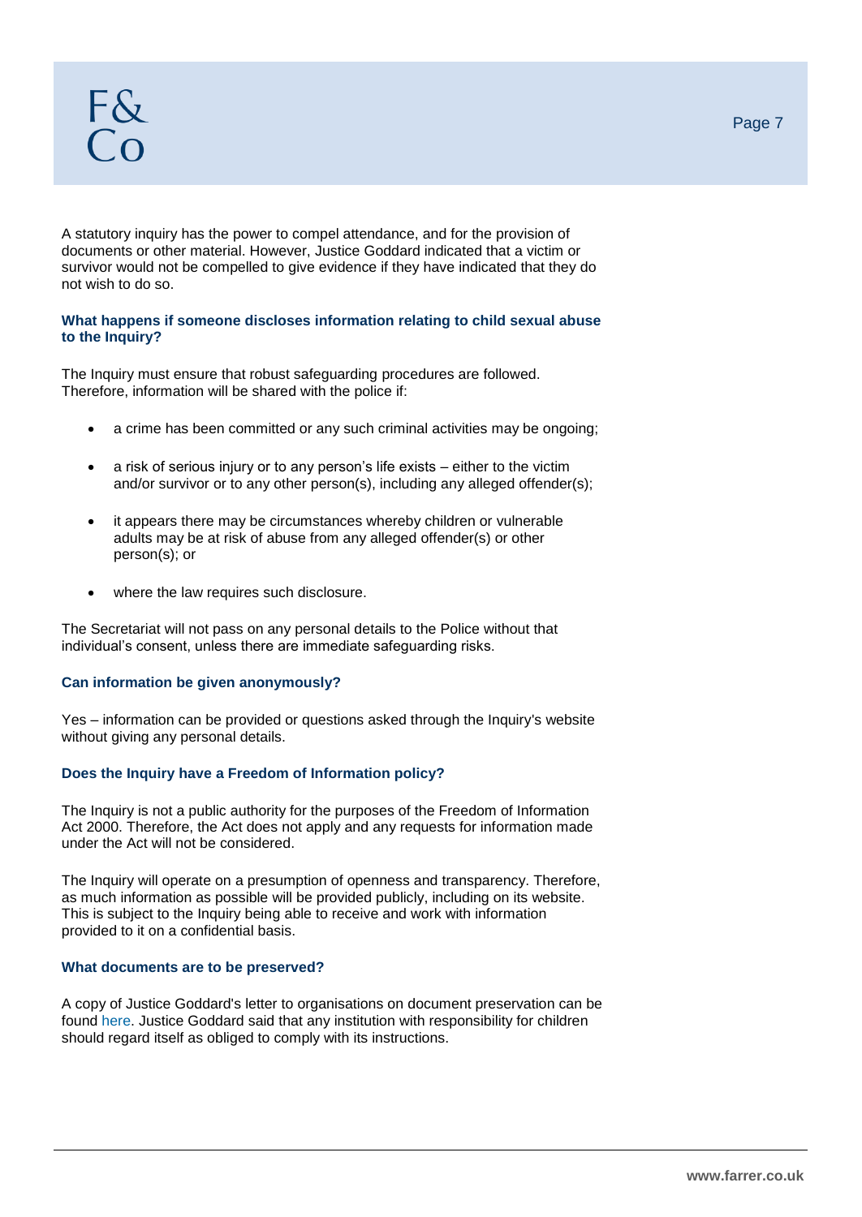A statutory inquiry has the power to compel attendance, and for the provision of documents or other material. However, Justice Goddard indicated that a victim or survivor would not be compelled to give evidence if they have indicated that they do not wish to do so.

### What happens if someone discloses information relating to child sexual abuse to the Inquiry?

The Inquiry must ensure that robust safeguarding procedures are followed. Therefore, information will be shared with the police if:

- a crime has been committed or any such criminal activities may be ongoing;
- a risk of serious injury or to any person's life exists – either to the victim and/or survivor or to any other person(s), including any alleged offender(s);
- it appears there may be circumstances whereby children or vulnerable adults may be at risk of abuse from any alleged offender(s) or other person(s); or
- where the law requires such disclosure.

The Secretariat will not pass on any personal details to the Police without that individual's consent, unless there are immediate safeguarding risks.

### Can information be given anonymously?

Yes – information can be provided or questions asked through the Inquiry's website without giving any personal details.

### Does the Inquiry have a Freedom of Information policy?

The Inquiry is not a public authority for the purposes of the Freedom of Information Act 2000. Therefore, the Act does not apply and any requests for information made under the Act will not be considered.

The Inquiry will operate on a presumption of openness and transparency. Therefore, as much information as possible will be provided publicly, including on its website. This is subject to the Inquiry being able to receive and work with information provided to it on a confidential basis.

### What documents are to be preserved?

A copy of Justice Goddard's letter to organisations on document preservation can be found here. Justice Goddard said that any institution with responsibility for children should regard itself as obliged to comply with its instructions.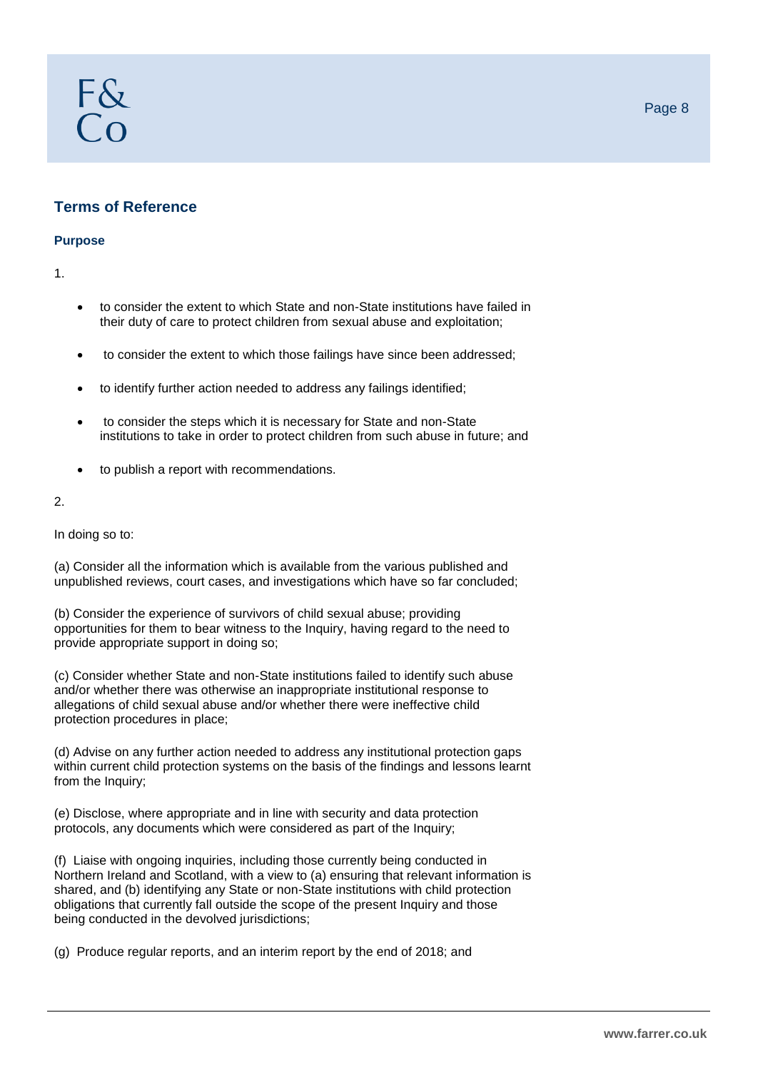## Terms of Reference

### Purpose

1.

- to consider the extent to which State and non-State institutions have failed in their duty of care to protect children from sexual abuse and exploitation;
- to consider the extent to which those failings have since been addressed;
- to identify further action needed to address any failings identified;
- to consider the steps which it is necessary for State and non-State institutions to take in order to protect children from such abuse in future; and
- to publish a report with recommendations.

2.

In doing so to:

(a) Consider all the information which is available from the various published and unpublished reviews, court cases, and investigations which have so far concluded;

(b) Consider the experience of survivors of child sexual abuse; providing opportunities for them to bear witness to the Inquiry, having regard to the need to provide appropriate support in doing so;

(c) Consider whether State and non-State institutions failed to identify such abuse and/or whether there was otherwise an inappropriate institutional response to allegations of child sexual abuse and/or whether there were ineffective child protection procedures in place;

(d) Advise on any further action needed to address any institutional protection gaps within current child protection systems on the basis of the findings and lessons learnt from the Inquiry;

(e) Disclose, where appropriate and in line with security and data protection protocols, any documents which were considered as part of the Inquiry;

(f) Liaise with ongoing inquiries, including those currently being conducted in Northern Ireland and Scotland, with a view to (a) ensuring that relevant information is shared, and (b) identifying any State or non-State institutions with child protection obligations that currently fall outside the scope of the present Inquiry and those being conducted in the devolved jurisdictions;

(g) Produce regular reports, and an interim report by the end of 2018; and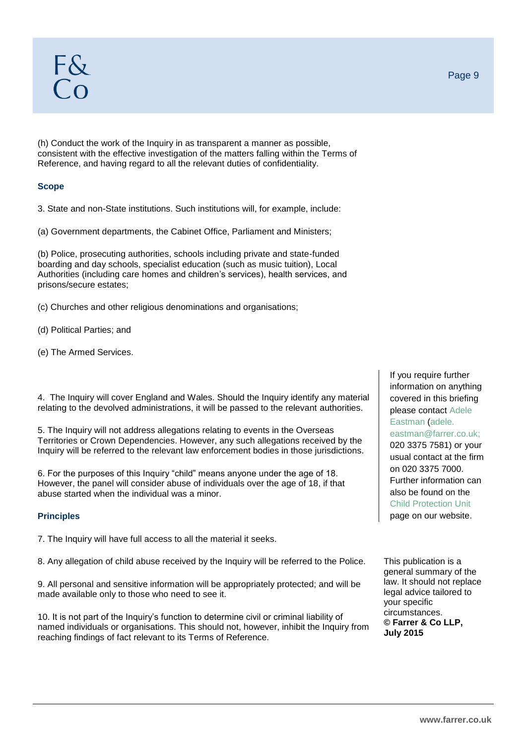(h) Conduct the work of the Inquiry in as transparent a manner as possible, consistent with the effective investigation of the matters falling within the Terms of Reference, and having regard to all the relevant duties of confidentiality.

### Scope

3. State and non-State institutions. Such institutions will, for example, include:

(a) Government departments, the Cabinet Office, Parliament and Ministers;

(b) Police, prosecuting authorities, schools including private and state-funded boarding and day schools, specialist education (such as music tuition), Local Authorities (including care homes and children's services), health services, and prisons/secure estates;

(c) Churches and other religious denominations and organisations;

(d) Political Parties; and

(e) The Armed Services.

4. The Inquiry will cover England and Wales. Should the Inquiry identify any material relating to the devolved administrations, it will be passed to the relevant authorities.

5. The Inquiry will not address allegations relating to events in the Overseas Territories or Crown Dependencies. However, any such allegations received by the Inquiry will be referred to the relevant law enforcement bodies in those jurisdictions.

6. For the purposes of this Inquiry "child" means anyone under the age of 18. However, the panel will consider abuse of individuals over the age of 18, if that abuse started when the individual was a minor.

### Principles

7. The Inquiry will have full access to all the material it seeks.

8. Any allegation of child abuse received by the Inquiry will be referred to the Police.

9. All personal and sensitive information will be appropriately protected; and will be made available only to those who need to see it.

10. It is not part of the Inquiry's function to determine civil or criminal liability of named individuals or organisations. This should not, however, inhibit the Inquiry from reaching findings of fact relevant to its Terms of Reference.

If you require further information on anything covered in this briefing please contact Adele Eastman (adele.eastman@farrer.co.uk; 020 3375 7581) or your usual contact at the firm on 020 3375 7000. Further information can also be found on the Child Protection Unit page on our website.

This publication is a general summary of the law. It should not replace legal advice tailored to your specific circumstances.
**© Farrer & Co LLP, July 2015**